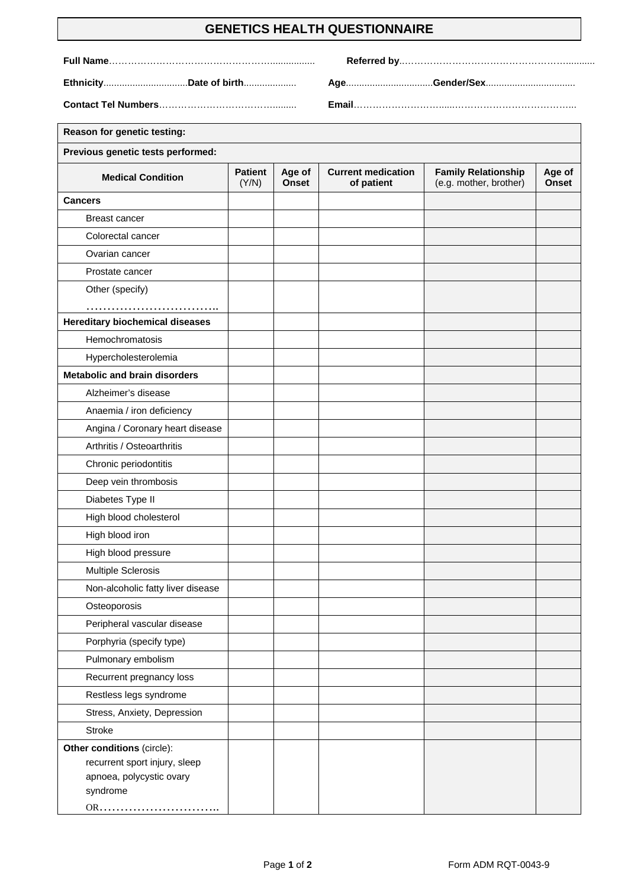# GENETICS HEALTH QUESTIONNAIRE

**Full Name**…………………………………………….................. **Referred by**…………………………………………………..........

**Ethnicity**................................**Date of birth**.................... **Age**.................................**Gender/Sex**.................................

**Contact Tel Numbers**…………………………………......... **Email**…………………………......……………………………….....

**Reason for genetic testing:**

**Previous genetic tests performed:**

| Medical Condition | Patient (Y/N) | Age of Onset | Current medication of patient | Family Relationship (e.g. mother, brother) | Age of Onset |
|---|---|---|---|---|---|
| **Cancers** | | | | | |
| Breast cancer | | | | | |
| Colorectal cancer | | | | | |
| Ovarian cancer | | | | | |
| Prostate cancer | | | | | |
| Other (specify) ………………………….. | | | | | |
| **Hereditary biochemical diseases** | | | | | |
| Hemochromatosis | | | | | |
| Hypercholesterolemia | | | | | |
| **Metabolic and brain disorders** | | | | | |
| Alzheimer's disease | | | | | |
| Anaemia / iron deficiency | | | | | |
| Angina / Coronary heart disease | | | | | |
| Arthritis / Osteoarthritis | | | | | |
| Chronic periodontitis | | | | | |
| Deep vein thrombosis | | | | | |
| Diabetes Type II | | | | | |
| High blood cholesterol | | | | | |
| High blood iron | | | | | |
| High blood pressure | | | | | |
| Multiple Sclerosis | | | | | |
| Non-alcoholic fatty liver disease | | | | | |
| Osteoporosis | | | | | |
| Peripheral vascular disease | | | | | |
| Porphyria (specify type) | | | | | |
| Pulmonary embolism | | | | | |
| Recurrent pregnancy loss | | | | | |
| Restless legs syndrome | | | | | |
| Stress, Anxiety, Depression | | | | | |
| Stroke | | | | | |
| **Other conditions** (circle): recurrent sport injury, sleep apnoea, polycystic ovary syndrome OR……………………….. | | | | | |

Form ADM RQT-0043-9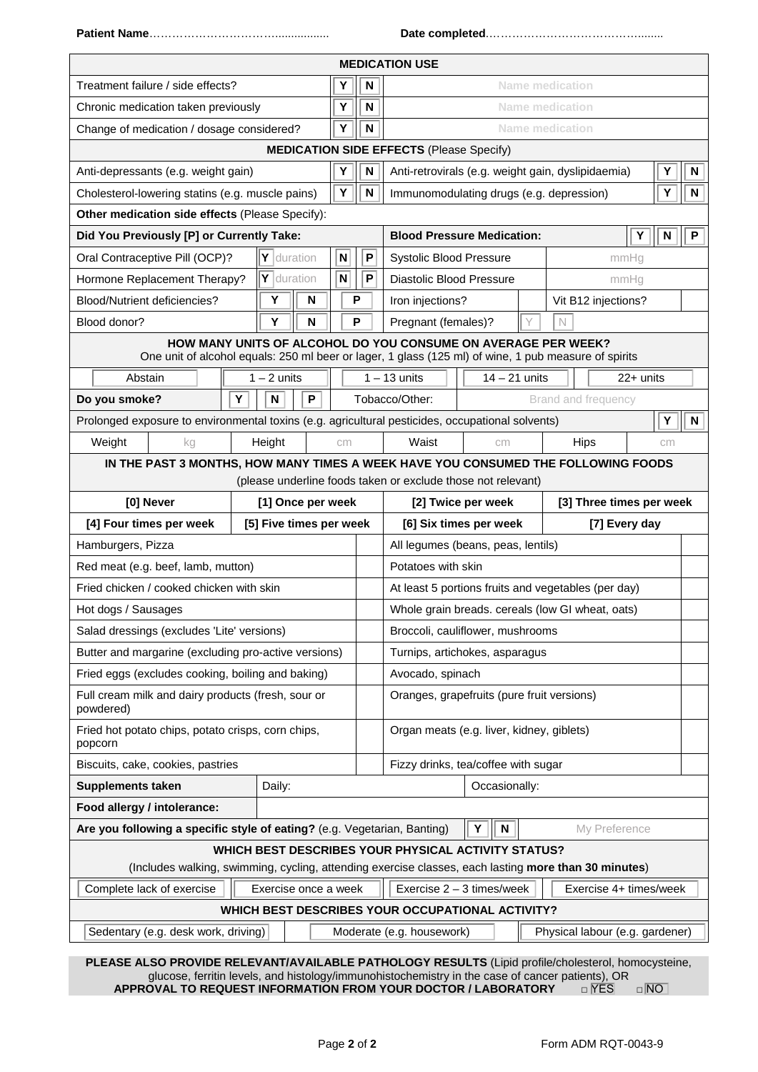**Patient Name**……………………………..............  **Date completed**………………………………….......

| MEDICATION USE | | | |
|---|---|---|---|
| Treatment failure / side effects? | Y | N | Name medication |
| Chronic medication taken previously | Y | N | Name medication |
| Change of medication / dosage considered? | Y | N | Name medication |

**MEDICATION SIDE EFFECTS** (Please Specify)

| | | | | | |
|---|---|---|---|---|---|
| Anti-depressants (e.g. weight gain) | Y | N | Anti-retrovirals (e.g. weight gain, dyslipidaemia) | Y | N |
| Cholesterol-lowering statins (e.g. muscle pains) | Y | N | Immunomodulating drugs (e.g. depression) | Y | N |

**Other medication side effects** (Please Specify):

| **Did You Previously [P] or Currently Take:** | | | | **Blood Pressure Medication:** | Y N P |
|---|---|---|---|---|---|
| Oral Contraceptive Pill (OCP)? | Y duration | N | P | Systolic Blood Pressure | mmHg |
| Hormone Replacement Therapy? | Y duration | N | P | Diastolic Blood Pressure | mmHg |
| Blood/Nutrient deficiencies? | Y | N | P | Iron injections? | Vit B12 injections? |
| Blood donor? | Y | N | P | Pregnant (females)? | Y N |

**HOW MANY UNITS OF ALCOHOL DO YOU CONSUME ON AVERAGE PER WEEK?**
One unit of alcohol equals: 250 ml beer or lager, 1 glass (125 ml) of wine, 1 pub measure of spirits

| | | | | |
|---|---|---|---|---|
| Abstain | 1 – 2 units | 1 – 13 units | 14 – 21 units | 22+ units |

| | | | | | |
|---|---|---|---|---|---|
| **Do you smoke?** | Y | N | P | Tobacco/Other: | Brand and frequency |

Prolonged exposure to environmental toxins (e.g. agricultural pesticides, occupational solvents) Y N

| | | | | | | | |
|---|---|---|---|---|---|---|---|
| Weight | kg | Height | cm | Waist | cm | Hips | cm |

**IN THE PAST 3 MONTHS, HOW MANY TIMES A WEEK HAVE YOU CONSUMED THE FOLLOWING FOODS**
(please underline foods taken or exclude those not relevant)

| | | | |
|---|---|---|---|
| **[0] Never** | **[1] Once per week** | **[2] Twice per week** | **[3] Three times per week** |
| **[4] Four times per week** | **[5] Five times per week** | **[6] Six times per week** | **[7] Every day** |

| | | | |
|---|---|---|---|
| Hamburgers, Pizza | | All legumes (beans, peas, lentils) | |
| Red meat (e.g. beef, lamb, mutton) | | Potatoes with skin | |
| Fried chicken / cooked chicken with skin | | At least 5 portions fruits and vegetables (per day) | |
| Hot dogs / Sausages | | Whole grain breads. cereals (low GI wheat, oats) | |
| Salad dressings (excludes 'Lite' versions) | | Broccoli, cauliflower, mushrooms | |
| Butter and margarine (excluding pro-active versions) | | Turnips, artichokes, asparagus | |
| Fried eggs (excludes cooking, boiling and baking) | | Avocado, spinach | |
| Full cream milk and dairy products (fresh, sour or powdered) | | Oranges, grapefruits (pure fruit versions) | |
| Fried hot potato chips, potato crisps, corn chips, popcorn | | Organ meats (e.g. liver, kidney, giblets) | |
| Biscuits, cake, cookies, pastries | | Fizzy drinks, tea/coffee with sugar | |

| | | |
|---|---|---|
| **Supplements taken** | Daily: | Occasionally: |
| **Food allergy / intolerance:** | | |

**Are you following a specific style of eating?** (e.g. Vegetarian, Banting) Y N My Preference

**WHICH BEST DESCRIBES YOUR PHYSICAL ACTIVITY STATUS?**
(Includes walking, swimming, cycling, attending exercise classes, each lasting **more than 30 minutes**)

| | | | |
|---|---|---|---|
| Complete lack of exercise | Exercise once a week | Exercise 2 – 3 times/week | Exercise 4+ times/week |

**WHICH BEST DESCRIBES YOUR OCCUPATIONAL ACTIVITY?**

| | | |
|---|---|---|
| Sedentary (e.g. desk work, driving) | Moderate (e.g. housework) | Physical labour (e.g. gardener) |

**PLEASE ALSO PROVIDE RELEVANT/AVAILABLE PATHOLOGY RESULTS** (Lipid profile/cholesterol, homocysteine, glucose, ferritin levels, and histology/immunohistochemistry in the case of cancer patients), OR
**APPROVAL TO REQUEST INFORMATION FROM YOUR DOCTOR / LABORATORY** □ YES □ NO

Form ADM RQT-0043-9